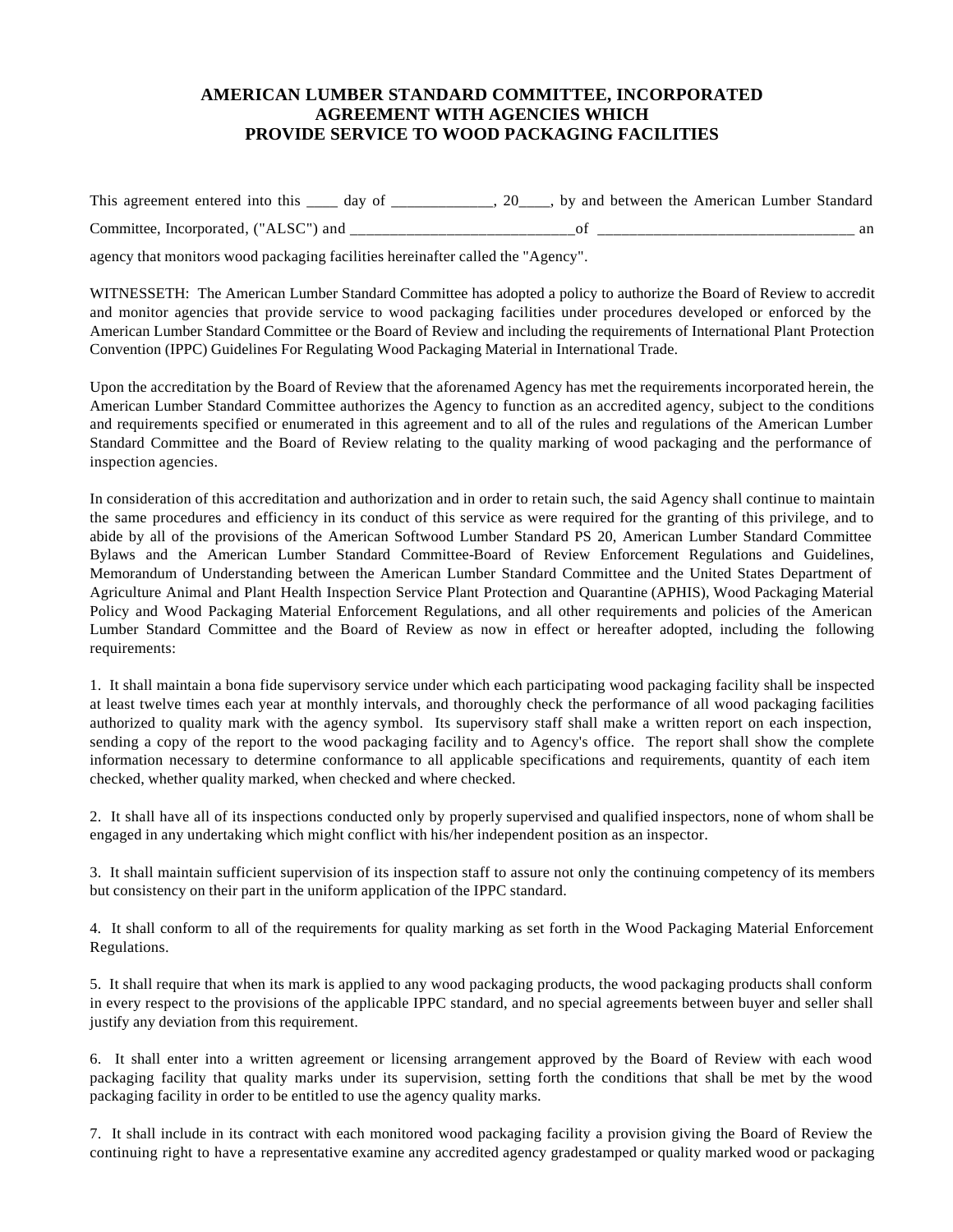# AMERICAN LUMBER STANDARD COMMITTEE, INCORPORATED
# AGREEMENT WITH AGENCIES WHICH
# PROVIDE SERVICE TO WOOD PACKAGING FACILITIES

This agreement entered into this ____ day of _____________, 20____, by and between the American Lumber Standard Committee, Incorporated, ("ALSC") and _____________________________of _________________________________ an agency that monitors wood packaging facilities hereinafter called the "Agency".

WITNESSETH: The American Lumber Standard Committee has adopted a policy to authorize the Board of Review to accredit and monitor agencies that provide service to wood packaging facilities under procedures developed or enforced by the American Lumber Standard Committee or the Board of Review and including the requirements of International Plant Protection Convention (IPPC) Guidelines For Regulating Wood Packaging Material in International Trade.

Upon the accreditation by the Board of Review that the aforenamed Agency has met the requirements incorporated herein, the American Lumber Standard Committee authorizes the Agency to function as an accredited agency, subject to the conditions and requirements specified or enumerated in this agreement and to all of the rules and regulations of the American Lumber Standard Committee and the Board of Review relating to the quality marking of wood packaging and the performance of inspection agencies.

In consideration of this accreditation and authorization and in order to retain such, the said Agency shall continue to maintain the same procedures and efficiency in its conduct of this service as were required for the granting of this privilege, and to abide by all of the provisions of the American Softwood Lumber Standard PS 20, American Lumber Standard Committee Bylaws and the American Lumber Standard Committee-Board of Review Enforcement Regulations and Guidelines, Memorandum of Understanding between the American Lumber Standard Committee and the United States Department of Agriculture Animal and Plant Health Inspection Service Plant Protection and Quarantine (APHIS), Wood Packaging Material Policy and Wood Packaging Material Enforcement Regulations, and all other requirements and policies of the American Lumber Standard Committee and the Board of Review as now in effect or hereafter adopted, including the following requirements:

1. It shall maintain a bona fide supervisory service under which each participating wood packaging facility shall be inspected at least twelve times each year at monthly intervals, and thoroughly check the performance of all wood packaging facilities authorized to quality mark with the agency symbol. Its supervisory staff shall make a written report on each inspection, sending a copy of the report to the wood packaging facility and to Agency's office. The report shall show the complete information necessary to determine conformance to all applicable specifications and requirements, quantity of each item checked, whether quality marked, when checked and where checked.

2. It shall have all of its inspections conducted only by properly supervised and qualified inspectors, none of whom shall be engaged in any undertaking which might conflict with his/her independent position as an inspector.

3. It shall maintain sufficient supervision of its inspection staff to assure not only the continuing competency of its members but consistency on their part in the uniform application of the IPPC standard.

4. It shall conform to all of the requirements for quality marking as set forth in the Wood Packaging Material Enforcement Regulations.

5. It shall require that when its mark is applied to any wood packaging products, the wood packaging products shall conform in every respect to the provisions of the applicable IPPC standard, and no special agreements between buyer and seller shall justify any deviation from this requirement.

6. It shall enter into a written agreement or licensing arrangement approved by the Board of Review with each wood packaging facility that quality marks under its supervision, setting forth the conditions that shall be met by the wood packaging facility in order to be entitled to use the agency quality marks.

7. It shall include in its contract with each monitored wood packaging facility a provision giving the Board of Review the continuing right to have a representative examine any accredited agency gradestamped or quality marked wood or packaging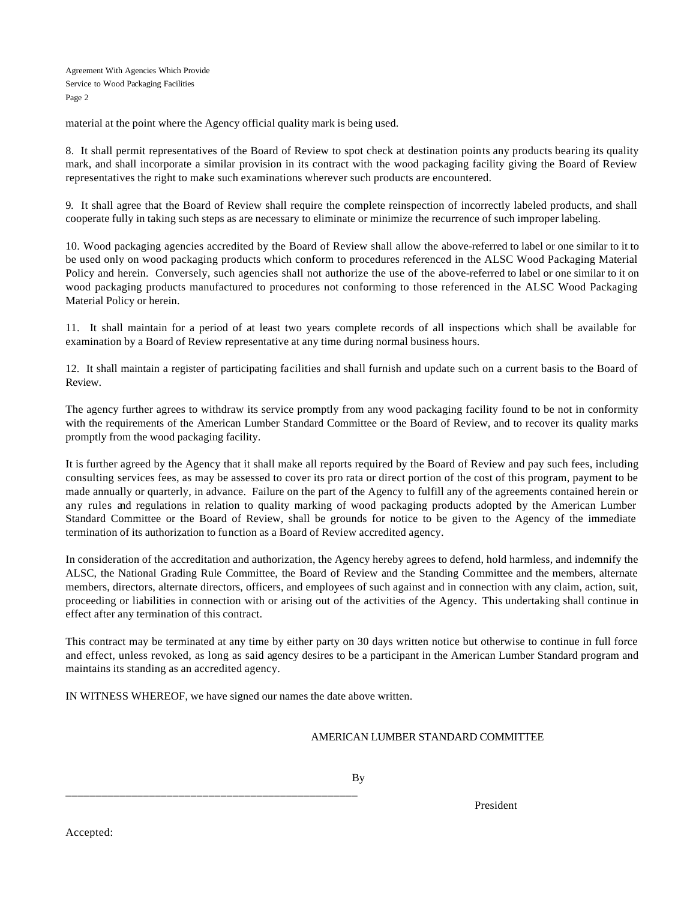material at the point where the Agency official quality mark is being used.

8. It shall permit representatives of the Board of Review to spot check at destination points any products bearing its quality mark, and shall incorporate a similar provision in its contract with the wood packaging facility giving the Board of Review representatives the right to make such examinations wherever such products are encountered.

9. It shall agree that the Board of Review shall require the complete reinspection of incorrectly labeled products, and shall cooperate fully in taking such steps as are necessary to eliminate or minimize the recurrence of such improper labeling.

10. Wood packaging agencies accredited by the Board of Review shall allow the above-referred to label or one similar to it to be used only on wood packaging products which conform to procedures referenced in the ALSC Wood Packaging Material Policy and herein. Conversely, such agencies shall not authorize the use of the above-referred to label or one similar to it on wood packaging products manufactured to procedures not conforming to those referenced in the ALSC Wood Packaging Material Policy or herein.

11. It shall maintain for a period of at least two years complete records of all inspections which shall be available for examination by a Board of Review representative at any time during normal business hours.

12. It shall maintain a register of participating facilities and shall furnish and update such on a current basis to the Board of Review.

The agency further agrees to withdraw its service promptly from any wood packaging facility found to be not in conformity with the requirements of the American Lumber Standard Committee or the Board of Review, and to recover its quality marks promptly from the wood packaging facility.

It is further agreed by the Agency that it shall make all reports required by the Board of Review and pay such fees, including consulting services fees, as may be assessed to cover its pro rata or direct portion of the cost of this program, payment to be made annually or quarterly, in advance. Failure on the part of the Agency to fulfill any of the agreements contained herein or any rules and regulations in relation to quality marking of wood packaging products adopted by the American Lumber Standard Committee or the Board of Review, shall be grounds for notice to be given to the Agency of the immediate termination of its authorization to function as a Board of Review accredited agency.

In consideration of the accreditation and authorization, the Agency hereby agrees to defend, hold harmless, and indemnify the ALSC, the National Grading Rule Committee, the Board of Review and the Standing Committee and the members, alternate members, directors, alternate directors, officers, and employees of such against and in connection with any claim, action, suit, proceeding or liabilities in connection with or arising out of the activities of the Agency. This undertaking shall continue in effect after any termination of this contract.

This contract may be terminated at any time by either party on 30 days written notice but otherwise to continue in full force and effect, unless revoked, as long as said agency desires to be a participant in the American Lumber Standard program and maintains its standing as an accredited agency.

IN WITNESS WHEREOF, we have signed our names the date above written.

AMERICAN LUMBER STANDARD COMMITTEE

By \_\_\_\_\_\_\_\_\_\_\_\_\_\_\_\_\_\_\_\_\_\_\_\_\_\_\_\_\_\_\_\_\_\_\_\_\_\_\_\_\_\_\_\_

President

Accepted: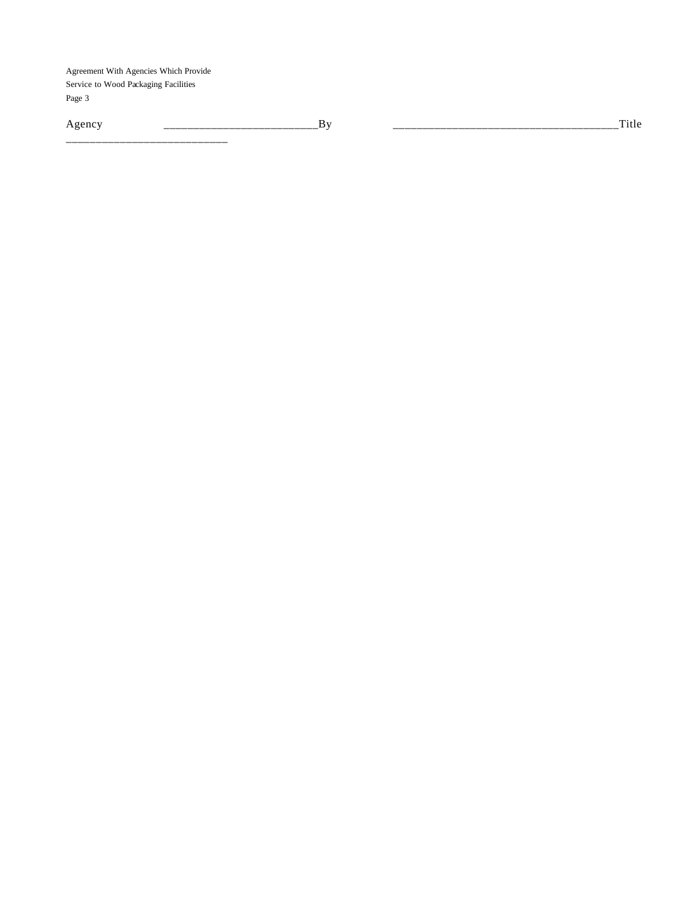Agency \_\_\_\_\_\_\_\_\_\_\_\_\_\_\_\_\_\_\_\_\_\_\_\_\_\_By \_\_\_\_\_\_\_\_\_\_\_\_\_\_\_\_\_\_\_\_\_\_\_\_\_\_\_\_\_\_\_\_\_\_\_\_\_\_\_Title \_\_\_\_\_\_\_\_\_\_\_\_\_\_\_\_\_\_\_\_\_\_\_\_\_\_\_\_